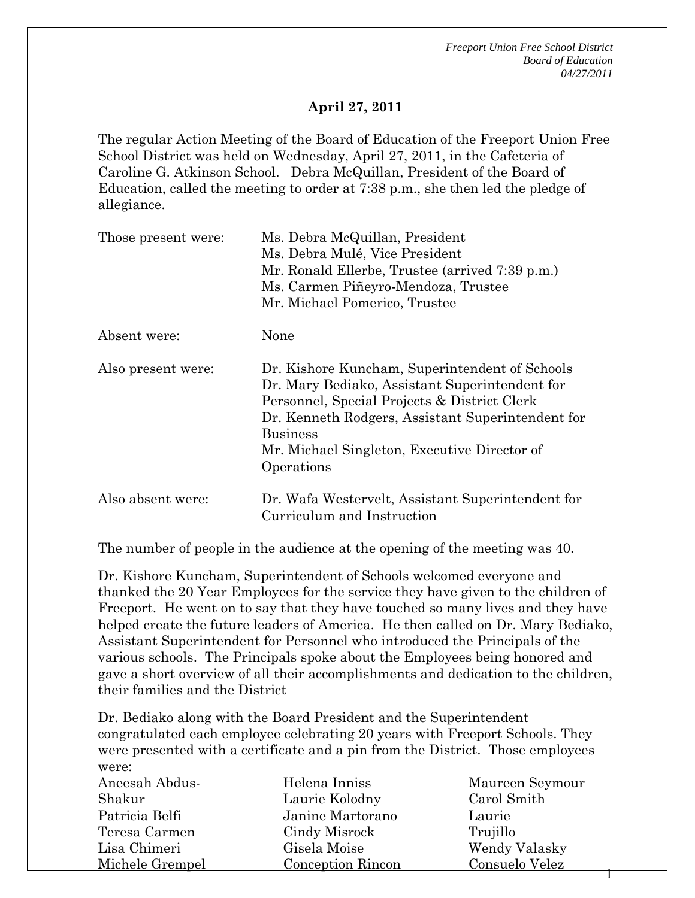## April 27, 2011

The regular Action Meeting of the Board of Education of the Freeport Union Free School District was held on Wednesday, April 27, 2011, in the Cafeteria of Caroline G. Atkinson School. Debra McQuillan, President of the Board of Education, called the meeting to order at 7:38 p.m., she then led the pledge of allegiance.

| | |
|---|---|
| Those present were: | Ms. Debra McQuillan, President<br>Ms. Debra Mulé, Vice President<br>Mr. Ronald Ellerbe, Trustee (arrived 7:39 p.m.)<br>Ms. Carmen Piñeyro-Mendoza, Trustee<br>Mr. Michael Pomerico, Trustee |
| Absent were: | None |
| Also present were: | Dr. Kishore Kuncham, Superintendent of Schools<br>Dr. Mary Bediako, Assistant Superintendent for Personnel, Special Projects & District Clerk<br>Dr. Kenneth Rodgers, Assistant Superintendent for Business<br>Mr. Michael Singleton, Executive Director of Operations |
| Also absent were: | Dr. Wafa Westervelt, Assistant Superintendent for Curriculum and Instruction |

The number of people in the audience at the opening of the meeting was 40.

Dr. Kishore Kuncham, Superintendent of Schools welcomed everyone and thanked the 20 Year Employees for the service they have given to the children of Freeport. He went on to say that they have touched so many lives and they have helped create the future leaders of America. He then called on Dr. Mary Bediako, Assistant Superintendent for Personnel who introduced the Principals of the various schools. The Principals spoke about the Employees being honored and gave a short overview of all their accomplishments and dedication to the children, their families and the District

Dr. Bediako along with the Board President and the Superintendent congratulated each employee celebrating 20 years with Freeport Schools. They were presented with a certificate and a pin from the District. Those employees were:

| | | |
|---|---|---|
| Aneesah Abdus-Shakur | Helena Inniss | Maureen Seymour |
| Patricia Belfi | Laurie Kolodny | Carol Smith |
| Teresa Carmen | Janine Martorano | Laurie Trujillo |
| Lisa Chimeri | Cindy Misrock | Wendy Valasky |
| Michele Grempel | Gisela Moise | Consuelo Velez |
| | Conception Rincon | |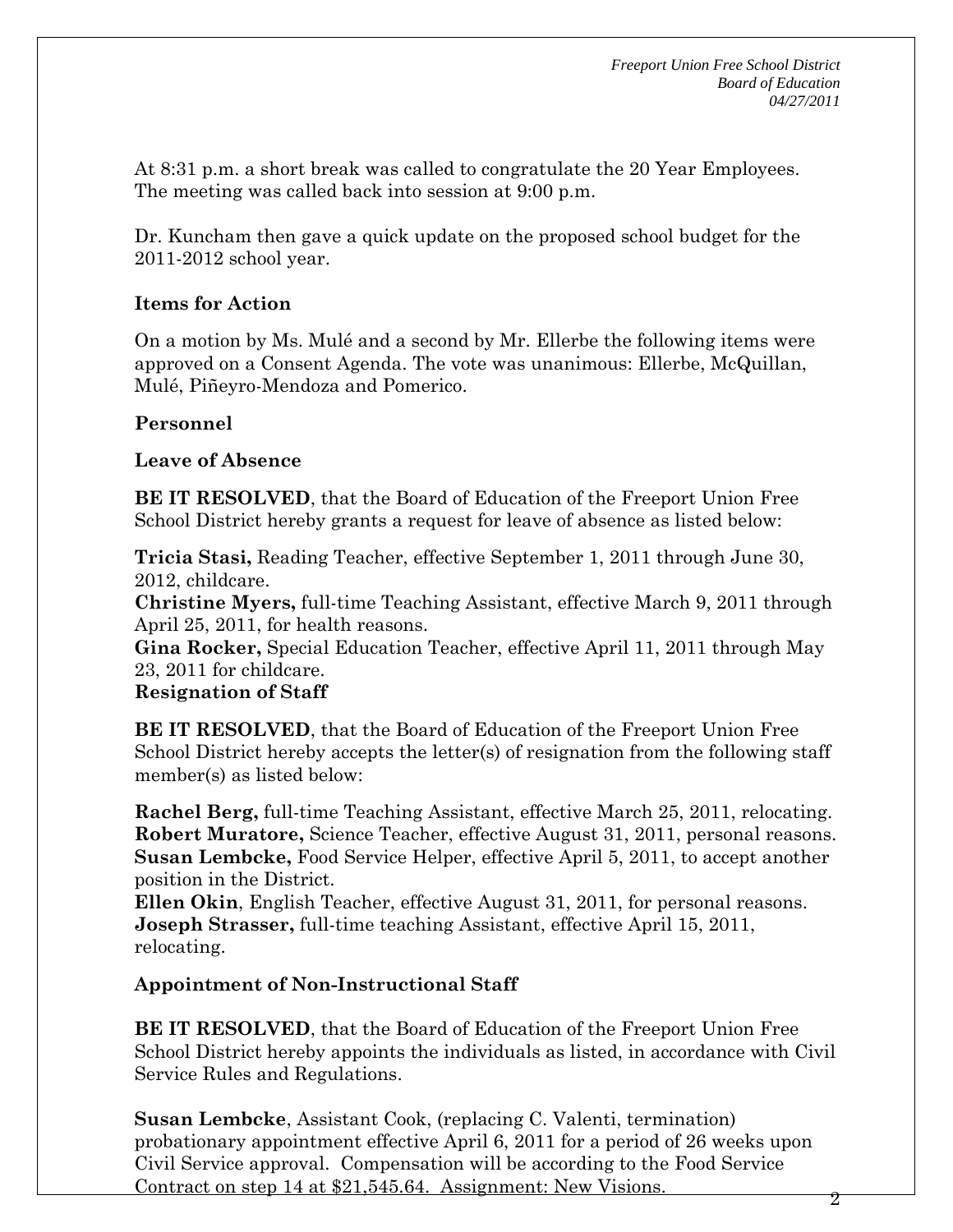At 8:31 p.m. a short break was called to congratulate the 20 Year Employees. The meeting was called back into session at 9:00 p.m.

Dr. Kuncham then gave a quick update on the proposed school budget for the 2011-2012 school year.

**Items for Action**

On a motion by Ms. Mulé and a second by Mr. Ellerbe the following items were approved on a Consent Agenda. The vote was unanimous: Ellerbe, McQuillan, Mulé, Piñeyro-Mendoza and Pomerico.

**Personnel**

**Leave of Absence**

**BE IT RESOLVED**, that the Board of Education of the Freeport Union Free School District hereby grants a request for leave of absence as listed below:

**Tricia Stasi,** Reading Teacher, effective September 1, 2011 through June 30, 2012, childcare.
**Christine Myers,** full-time Teaching Assistant, effective March 9, 2011 through April 25, 2011, for health reasons.
**Gina Rocker,** Special Education Teacher, effective April 11, 2011 through May 23, 2011 for childcare.

**Resignation of Staff**

**BE IT RESOLVED**, that the Board of Education of the Freeport Union Free School District hereby accepts the letter(s) of resignation from the following staff member(s) as listed below:

**Rachel Berg,** full-time Teaching Assistant, effective March 25, 2011, relocating.
**Robert Muratore,** Science Teacher, effective August 31, 2011, personal reasons.
**Susan Lembcke,** Food Service Helper, effective April 5, 2011, to accept another position in the District.
**Ellen Okin**, English Teacher, effective August 31, 2011, for personal reasons.
**Joseph Strasser,** full-time teaching Assistant, effective April 15, 2011, relocating.

**Appointment of Non-Instructional Staff**

**BE IT RESOLVED**, that the Board of Education of the Freeport Union Free School District hereby appoints the individuals as listed, in accordance with Civil Service Rules and Regulations.

**Susan Lembcke**, Assistant Cook, (replacing C. Valenti, termination) probationary appointment effective April 6, 2011 for a period of 26 weeks upon Civil Service approval. Compensation will be according to the Food Service Contract on step 14 at $21,545.64. Assignment: New Visions.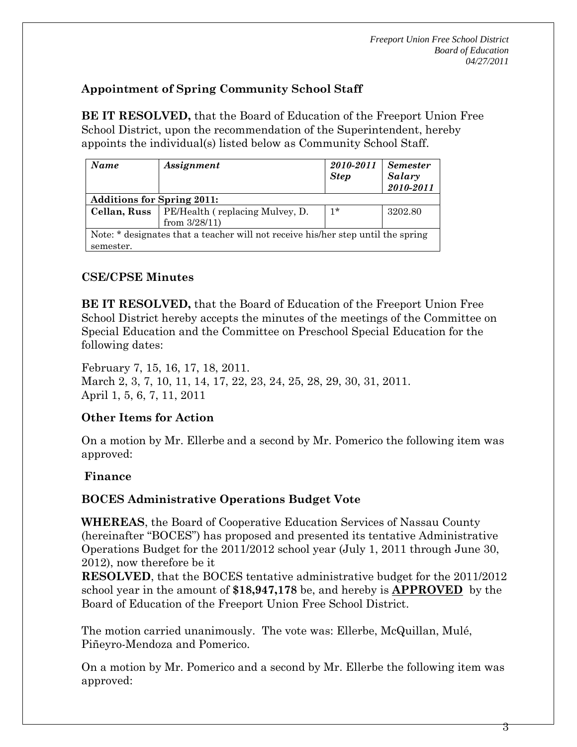### Appointment of Spring Community School Staff

**BE IT RESOLVED,** that the Board of Education of the Freeport Union Free School District, upon the recommendation of the Superintendent, hereby appoints the individual(s) listed below as Community School Staff.

| *Name* | *Assignment* | *2010-2011 Step* | *Semester Salary 2010-2011* |
|---|---|---|---|
| **Additions for Spring 2011:** | | | |
| **Cellan, Russ** | PE/Health ( replacing Mulvey, D. from 3/28/11) | 1* | 3202.80 |
| Note: * designates that a teacher will not receive his/her step until the spring semester. | | | |

### CSE/CPSE Minutes

**BE IT RESOLVED,** that the Board of Education of the Freeport Union Free School District hereby accepts the minutes of the meetings of the Committee on Special Education and the Committee on Preschool Special Education for the following dates:

February 7, 15, 16, 17, 18, 2011.
March 2, 3, 7, 10, 11, 14, 17, 22, 23, 24, 25, 28, 29, 30, 31, 2011.
April 1, 5, 6, 7, 11, 2011

### Other Items for Action

On a motion by Mr. Ellerbe and a second by Mr. Pomerico the following item was approved:

### Finance

### BOCES Administrative Operations Budget Vote

**WHEREAS**, the Board of Cooperative Education Services of Nassau County (hereinafter "BOCES") has proposed and presented its tentative Administrative Operations Budget for the 2011/2012 school year (July 1, 2011 through June 30, 2012), now therefore be it

**RESOLVED**, that the BOCES tentative administrative budget for the 2011/2012 school year in the amount of **$18,947,178** be, and hereby is **APPROVED** by the Board of Education of the Freeport Union Free School District.

The motion carried unanimously. The vote was: Ellerbe, McQuillan, Mulé, Piñeyro-Mendoza and Pomerico.

On a motion by Mr. Pomerico and a second by Mr. Ellerbe the following item was approved: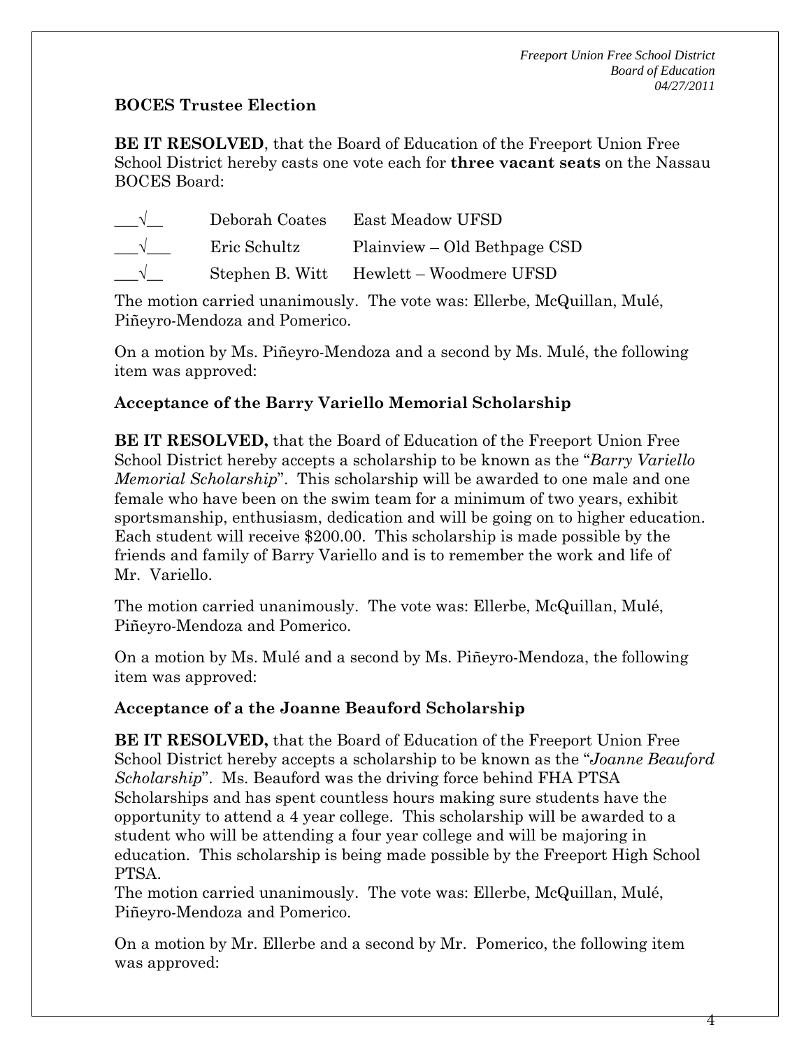**BOCES Trustee Election**

**BE IT RESOLVED**, that the Board of Education of the Freeport Union Free School District hereby casts one vote each for **three vacant seats** on the Nassau BOCES Board:

| | | |
|---|---|---|
| ___√__ | Deborah Coates | East Meadow UFSD |
| ___√___ | Eric Schultz | Plainview – Old Bethpage CSD |
| ___√__ | Stephen B. Witt | Hewlett – Woodmere UFSD |

The motion carried unanimously. The vote was: Ellerbe, McQuillan, Mulé, Piñeyro-Mendoza and Pomerico.

On a motion by Ms. Piñeyro-Mendoza and a second by Ms. Mulé, the following item was approved:

**Acceptance of the Barry Variello Memorial Scholarship**

**BE IT RESOLVED,** that the Board of Education of the Freeport Union Free School District hereby accepts a scholarship to be known as the "*Barry Variello Memorial Scholarship*". This scholarship will be awarded to one male and one female who have been on the swim team for a minimum of two years, exhibit sportsmanship, enthusiasm, dedication and will be going on to higher education. Each student will receive $200.00. This scholarship is made possible by the friends and family of Barry Variello and is to remember the work and life of Mr. Variello.

The motion carried unanimously. The vote was: Ellerbe, McQuillan, Mulé, Piñeyro-Mendoza and Pomerico.

On a motion by Ms. Mulé and a second by Ms. Piñeyro-Mendoza, the following item was approved:

**Acceptance of a the Joanne Beauford Scholarship**

**BE IT RESOLVED,** that the Board of Education of the Freeport Union Free School District hereby accepts a scholarship to be known as the "*Joanne Beauford Scholarship*". Ms. Beauford was the driving force behind FHA PTSA Scholarships and has spent countless hours making sure students have the opportunity to attend a 4 year college. This scholarship will be awarded to a student who will be attending a four year college and will be majoring in education. This scholarship is being made possible by the Freeport High School PTSA.

The motion carried unanimously. The vote was: Ellerbe, McQuillan, Mulé, Piñeyro-Mendoza and Pomerico.

On a motion by Mr. Ellerbe and a second by Mr. Pomerico, the following item was approved: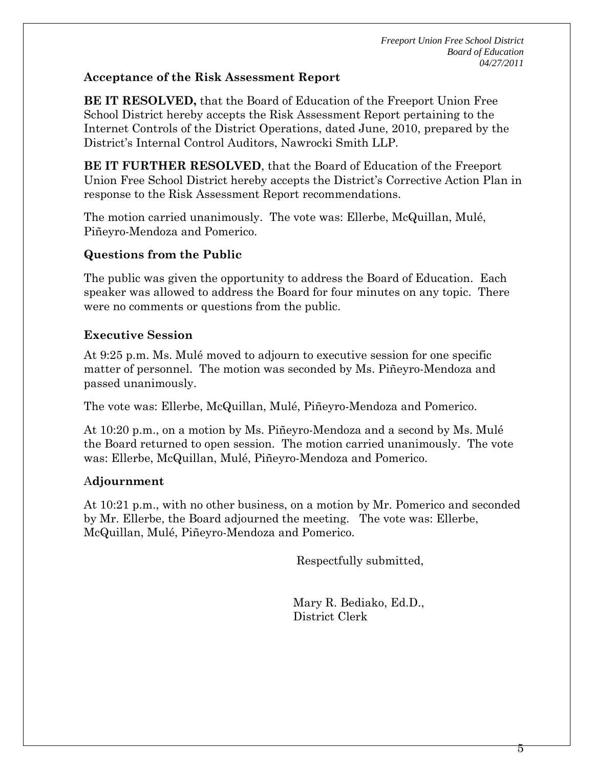**Acceptance of the Risk Assessment Report**

**BE IT RESOLVED,** that the Board of Education of the Freeport Union Free School District hereby accepts the Risk Assessment Report pertaining to the Internet Controls of the District Operations, dated June, 2010, prepared by the District's Internal Control Auditors, Nawrocki Smith LLP.

**BE IT FURTHER RESOLVED**, that the Board of Education of the Freeport Union Free School District hereby accepts the District's Corrective Action Plan in response to the Risk Assessment Report recommendations.

The motion carried unanimously. The vote was: Ellerbe, McQuillan, Mulé, Piñeyro-Mendoza and Pomerico.

**Questions from the Public**

The public was given the opportunity to address the Board of Education. Each speaker was allowed to address the Board for four minutes on any topic. There were no comments or questions from the public.

**Executive Session**

At 9:25 p.m. Ms. Mulé moved to adjourn to executive session for one specific matter of personnel. The motion was seconded by Ms. Piñeyro-Mendoza and passed unanimously.

The vote was: Ellerbe, McQuillan, Mulé, Piñeyro-Mendoza and Pomerico.

At 10:20 p.m., on a motion by Ms. Piñeyro-Mendoza and a second by Ms. Mulé the Board returned to open session. The motion carried unanimously. The vote was: Ellerbe, McQuillan, Mulé, Piñeyro-Mendoza and Pomerico.

**Adjournment**

At 10:21 p.m., with no other business, on a motion by Mr. Pomerico and seconded by Mr. Ellerbe, the Board adjourned the meeting. The vote was: Ellerbe, McQuillan, Mulé, Piñeyro-Mendoza and Pomerico.

Respectfully submitted,

Mary R. Bediako, Ed.D.,
District Clerk